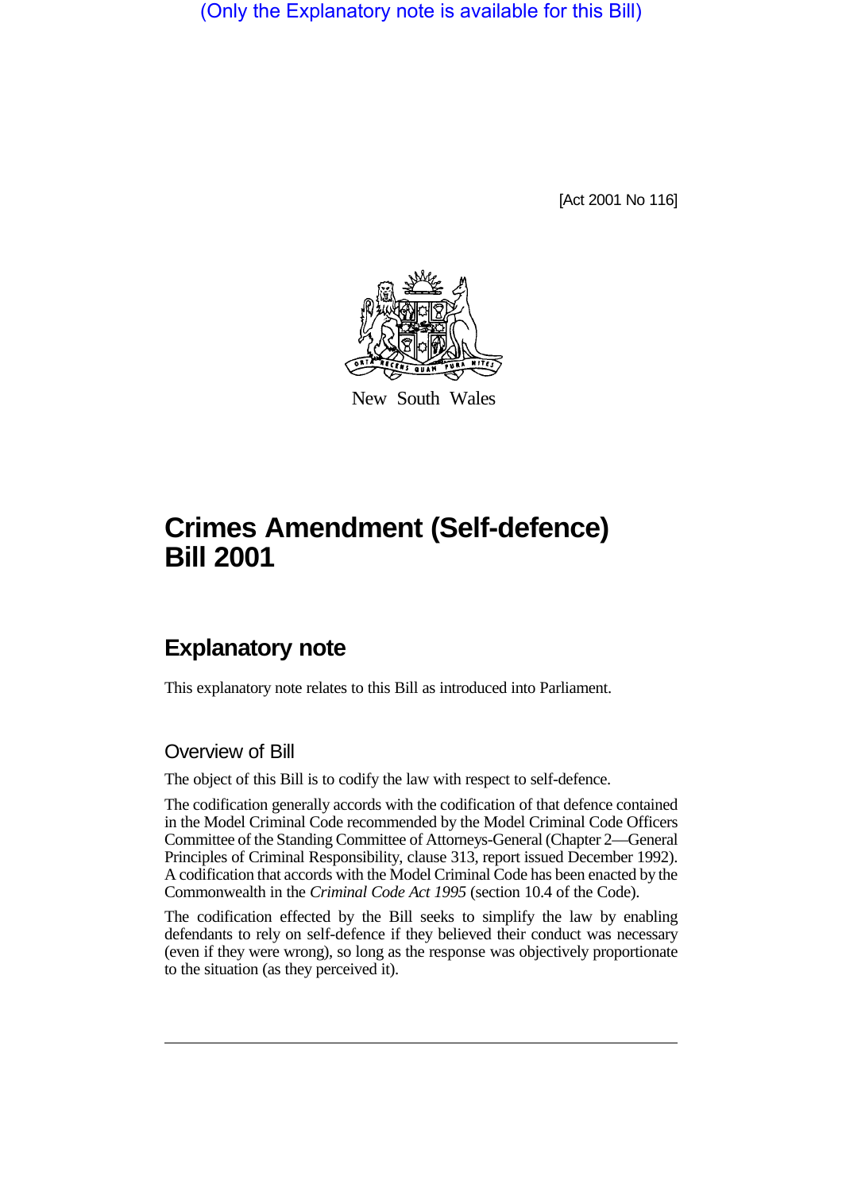(Only the Explanatory note is available for this Bill)

[Act 2001 No 116]

New South Wales

# Crimes Amendment (Self-defence) Bill 2001

## Explanatory note

This explanatory note relates to this Bill as introduced into Parliament.

### Overview of Bill

The object of this Bill is to codify the law with respect to self-defence.

The codification generally accords with the codification of that defence contained in the Model Criminal Code recommended by the Model Criminal Code Officers Committee of the Standing Committee of Attorneys-General (Chapter 2—General Principles of Criminal Responsibility, clause 313, report issued December 1992). A codification that accords with the Model Criminal Code has been enacted by the Commonwealth in the *Criminal Code Act 1995* (section 10.4 of the Code).

The codification effected by the Bill seeks to simplify the law by enabling defendants to rely on self-defence if they believed their conduct was necessary (even if they were wrong), so long as the response was objectively proportionate to the situation (as they perceived it).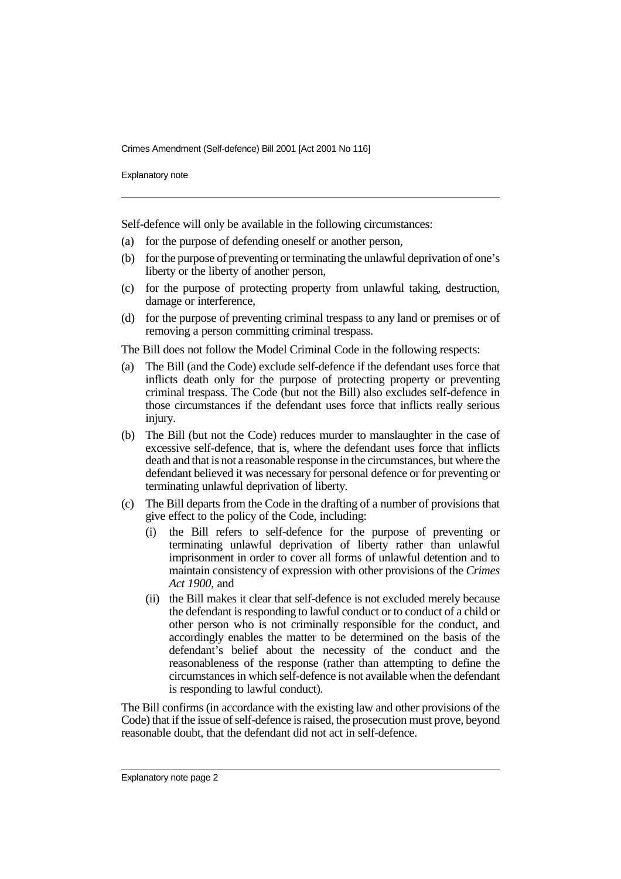Self-defence will only be available in the following circumstances:

(a) for the purpose of defending oneself or another person,

(b) for the purpose of preventing or terminating the unlawful deprivation of one's liberty or the liberty of another person,

(c) for the purpose of protecting property from unlawful taking, destruction, damage or interference,

(d) for the purpose of preventing criminal trespass to any land or premises or of removing a person committing criminal trespass.

The Bill does not follow the Model Criminal Code in the following respects:

(a) The Bill (and the Code) exclude self-defence if the defendant uses force that inflicts death only for the purpose of protecting property or preventing criminal trespass. The Code (but not the Bill) also excludes self-defence in those circumstances if the defendant uses force that inflicts really serious injury.

(b) The Bill (but not the Code) reduces murder to manslaughter in the case of excessive self-defence, that is, where the defendant uses force that inflicts death and that is not a reasonable response in the circumstances, but where the defendant believed it was necessary for personal defence or for preventing or terminating unlawful deprivation of liberty.

(c) The Bill departs from the Code in the drafting of a number of provisions that give effect to the policy of the Code, including:

  (i) the Bill refers to self-defence for the purpose of preventing or terminating unlawful deprivation of liberty rather than unlawful imprisonment in order to cover all forms of unlawful detention and to maintain consistency of expression with other provisions of the *Crimes Act 1900*, and

  (ii) the Bill makes it clear that self-defence is not excluded merely because the defendant is responding to lawful conduct or to conduct of a child or other person who is not criminally responsible for the conduct, and accordingly enables the matter to be determined on the basis of the defendant's belief about the necessity of the conduct and the reasonableness of the response (rather than attempting to define the circumstances in which self-defence is not available when the defendant is responding to lawful conduct).

The Bill confirms (in accordance with the existing law and other provisions of the Code) that if the issue of self-defence is raised, the prosecution must prove, beyond reasonable doubt, that the defendant did not act in self-defence.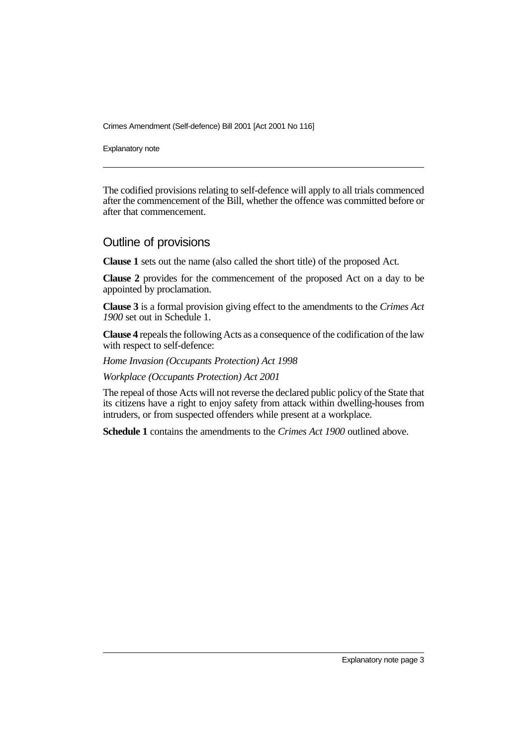The codified provisions relating to self-defence will apply to all trials commenced after the commencement of the Bill, whether the offence was committed before or after that commencement.

## Outline of provisions

**Clause 1** sets out the name (also called the short title) of the proposed Act.

**Clause 2** provides for the commencement of the proposed Act on a day to be appointed by proclamation.

**Clause 3** is a formal provision giving effect to the amendments to the *Crimes Act 1900* set out in Schedule 1.

**Clause 4** repeals the following Acts as a consequence of the codification of the law with respect to self-defence:

*Home Invasion (Occupants Protection) Act 1998*

*Workplace (Occupants Protection) Act 2001*

The repeal of those Acts will not reverse the declared public policy of the State that its citizens have a right to enjoy safety from attack within dwelling-houses from intruders, or from suspected offenders while present at a workplace.

**Schedule 1** contains the amendments to the *Crimes Act 1900* outlined above.